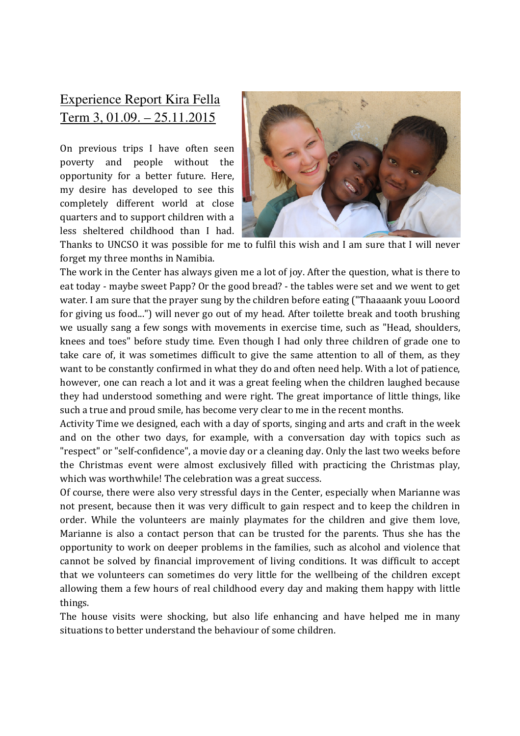# Experience Report Kira Fella
## Term 3, 01.09. – 25.11.2015

On previous trips I have often seen poverty and people without the opportunity for a better future. Here, my desire has developed to see this completely different world at close quarters and to support children with a less sheltered childhood than I had. Thanks to UNCSO it was possible for me to fulfil this wish and I am sure that I will never forget my three months in Namibia.

The work in the Center has always given me a lot of joy. After the question, what is there to eat today - maybe sweet Papp? Or the good bread? - the tables were set and we went to get water. I am sure that the prayer sung by the children before eating ("Thaaaank youu Looord for giving us food...") will never go out of my head. After toilette break and tooth brushing we usually sang a few songs with movements in exercise time, such as "Head, shoulders, knees and toes" before study time. Even though I had only three children of grade one to take care of, it was sometimes difficult to give the same attention to all of them, as they want to be constantly confirmed in what they do and often need help. With a lot of patience, however, one can reach a lot and it was a great feeling when the children laughed because they had understood something and were right. The great importance of little things, like such a true and proud smile, has become very clear to me in the recent months.

Activity Time we designed, each with a day of sports, singing and arts and craft in the week and on the other two days, for example, with a conversation day with topics such as "respect" or "self-confidence", a movie day or a cleaning day. Only the last two weeks before the Christmas event were almost exclusively filled with practicing the Christmas play, which was worthwhile! The celebration was a great success.

Of course, there were also very stressful days in the Center, especially when Marianne was not present, because then it was very difficult to gain respect and to keep the children in order. While the volunteers are mainly playmates for the children and give them love, Marianne is also a contact person that can be trusted for the parents. Thus she has the opportunity to work on deeper problems in the families, such as alcohol and violence that cannot be solved by financial improvement of living conditions. It was difficult to accept that we volunteers can sometimes do very little for the wellbeing of the children except allowing them a few hours of real childhood every day and making them happy with little things.

The house visits were shocking, but also life enhancing and have helped me in many situations to better understand the behaviour of some children.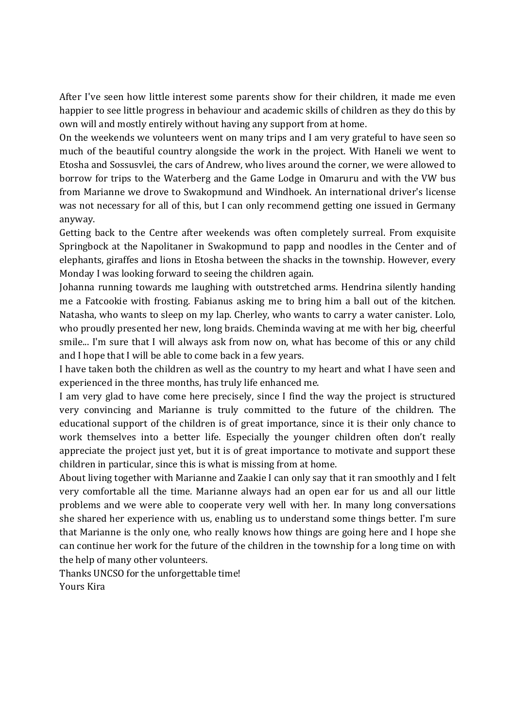After I've seen how little interest some parents show for their children, it made me even happier to see little progress in behaviour and academic skills of children as they do this by own will and mostly entirely without having any support from at home.

On the weekends we volunteers went on many trips and I am very grateful to have seen so much of the beautiful country alongside the work in the project. With Haneli we went to Etosha and Sossusvlei, the cars of Andrew, who lives around the corner, we were allowed to borrow for trips to the Waterberg and the Game Lodge in Omaruru and with the VW bus from Marianne we drove to Swakopmund and Windhoek. An international driver's license was not necessary for all of this, but I can only recommend getting one issued in Germany anyway.

Getting back to the Centre after weekends was often completely surreal. From exquisite Springbock at the Napolitaner in Swakopmund to papp and noodles in the Center and of elephants, giraffes and lions in Etosha between the shacks in the township. However, every Monday I was looking forward to seeing the children again.

Johanna running towards me laughing with outstretched arms. Hendrina silently handing me a Fatcookie with frosting. Fabianus asking me to bring him a ball out of the kitchen. Natasha, who wants to sleep on my lap. Cherley, who wants to carry a water canister. Lolo, who proudly presented her new, long braids. Cheminda waving at me with her big, cheerful smile... I'm sure that I will always ask from now on, what has become of this or any child and I hope that I will be able to come back in a few years.

I have taken both the children as well as the country to my heart and what I have seen and experienced in the three months, has truly life enhanced me.

I am very glad to have come here precisely, since I find the way the project is structured very convincing and Marianne is truly committed to the future of the children. The educational support of the children is of great importance, since it is their only chance to work themselves into a better life. Especially the younger children often don't really appreciate the project just yet, but it is of great importance to motivate and support these children in particular, since this is what is missing from at home.

About living together with Marianne and Zaakie I can only say that it ran smoothly and I felt very comfortable all the time. Marianne always had an open ear for us and all our little problems and we were able to cooperate very well with her. In many long conversations she shared her experience with us, enabling us to understand some things better. I'm sure that Marianne is the only one, who really knows how things are going here and I hope she can continue her work for the future of the children in the township for a long time on with the help of many other volunteers.

Thanks UNCSO for the unforgettable time!

Yours Kira